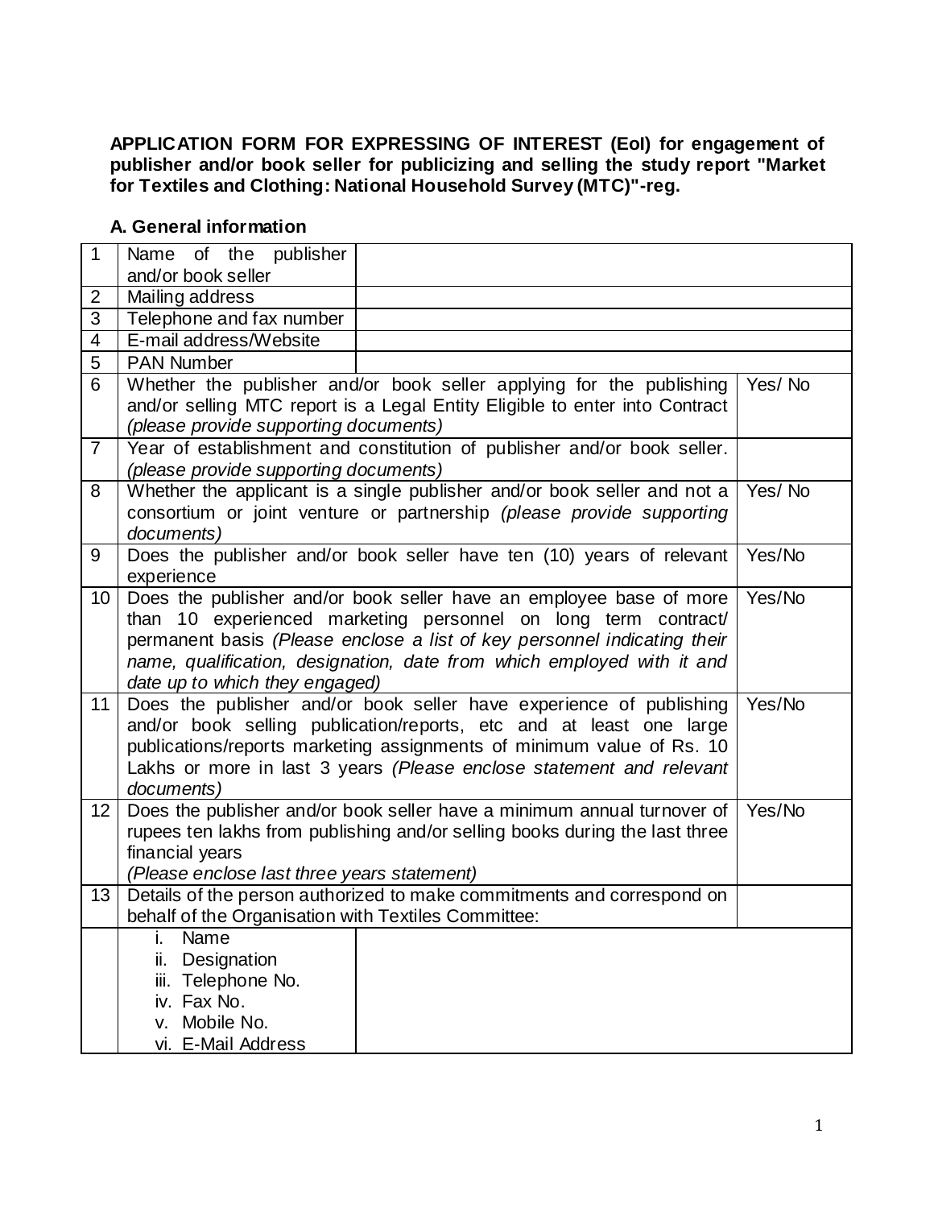**APPLICATION FORM FOR EXPRESSING OF INTEREST (EoI) for engagement of publisher and/or book seller for publicizing and selling the study report "Market for Textiles and Clothing: National Household Survey (MTC)"-reg.**

**A. General information**

| | | | |
|---|---|---|---|
| 1 | Name of the publisher and/or book seller | | |
| 2 | Mailing address | | |
| 3 | Telephone and fax number | | |
| 4 | E-mail address/Website | | |
| 5 | PAN Number | | |
| 6 | Whether the publisher and/or book seller applying for the publishing and/or selling MTC report is a Legal Entity Eligible to enter into Contract *(please provide supporting documents)* | | Yes/ No |
| 7 | Year of establishment and constitution of publisher and/or book seller. *(please provide supporting documents)* | | |
| 8 | Whether the applicant is a single publisher and/or book seller and not a consortium or joint venture or partnership *(please provide supporting documents)* | | Yes/ No |
| 9 | Does the publisher and/or book seller have ten (10) years of relevant experience | | Yes/No |
| 10 | Does the publisher and/or book seller have an employee base of more than 10 experienced marketing personnel on long term contract/ permanent basis *(Please enclose a list of key personnel indicating their name, qualification, designation, date from which employed with it and date up to which they engaged)* | | Yes/No |
| 11 | Does the publisher and/or book seller have experience of publishing and/or book selling publication/reports, etc and at least one large publications/reports marketing assignments of minimum value of Rs. 10 Lakhs or more in last 3 years *(Please enclose statement and relevant documents)* | | Yes/No |
| 12 | Does the publisher and/or book seller have a minimum annual turnover of rupees ten lakhs from publishing and/or selling books during the last three financial years *(Please enclose last three years statement)* | | Yes/No |
| 13 | Details of the person authorized to make commitments and correspond on behalf of the Organisation with Textiles Committee: | | |
| | i. Name<br>ii. Designation<br>iii. Telephone No.<br>iv. Fax No.<br>v. Mobile No.<br>vi. E-Mail Address | | |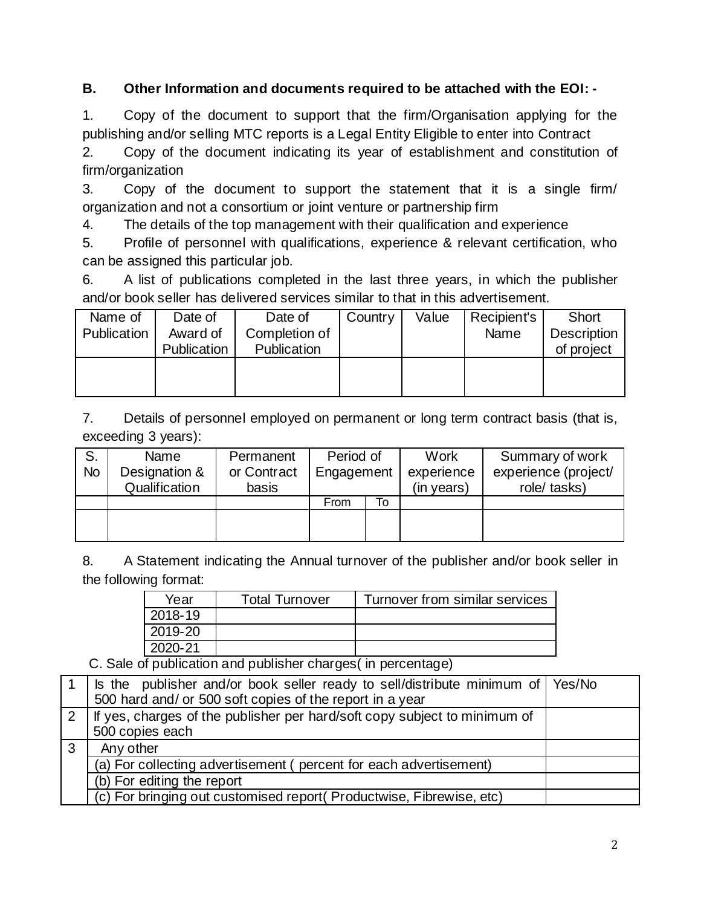**B. Other Information and documents required to be attached with the EOI: -**

1. Copy of the document to support that the firm/Organisation applying for the publishing and/or selling MTC reports is a Legal Entity Eligible to enter into Contract
2. Copy of the document indicating its year of establishment and constitution of firm/organization
3. Copy of the document to support the statement that it is a single firm/ organization and not a consortium or joint venture or partnership firm
4. The details of the top management with their qualification and experience
5. Profile of personnel with qualifications, experience & relevant certification, who can be assigned this particular job.
6. A list of publications completed in the last three years, in which the publisher and/or book seller has delivered services similar to that in this advertisement.

| Name of Publication | Date of Award of Publication | Date of Completion of Publication | Country | Value | Recipient's Name | Short Description of project |
|---|---|---|---|---|---|---|
| | | | | | | |

7. Details of personnel employed on permanent or long term contract basis (that is, exceeding 3 years):

| S. No | Name Designation & Qualification | Permanent or Contract basis | Period of Engagement | | Work experience (in years) | Summary of work experience (project/ role/ tasks) |
|---|---|---|---|---|---|---|
| | | | From | To | | |
| | | | | | | |

8. A Statement indicating the Annual turnover of the publisher and/or book seller in the following format:

| Year | Total Turnover | Turnover from similar services |
|---|---|---|
| 2018-19 | | |
| 2019-20 | | |
| 2020-21 | | |

C. Sale of publication and publisher charges( in percentage)

| | | |
|---|---|---|
| 1 | Is the publisher and/or book seller ready to sell/distribute minimum of 500 hard and/ or 500 soft copies of the report in a year | Yes/No |
| 2 | If yes, charges of the publisher per hard/soft copy subject to minimum of 500 copies each | |
| 3 | Any other | |
| | (a) For collecting advertisement ( percent for each advertisement) | |
| | (b) For editing the report | |
| | (c) For bringing out customised report( Productwise, Fibrewise, etc) | |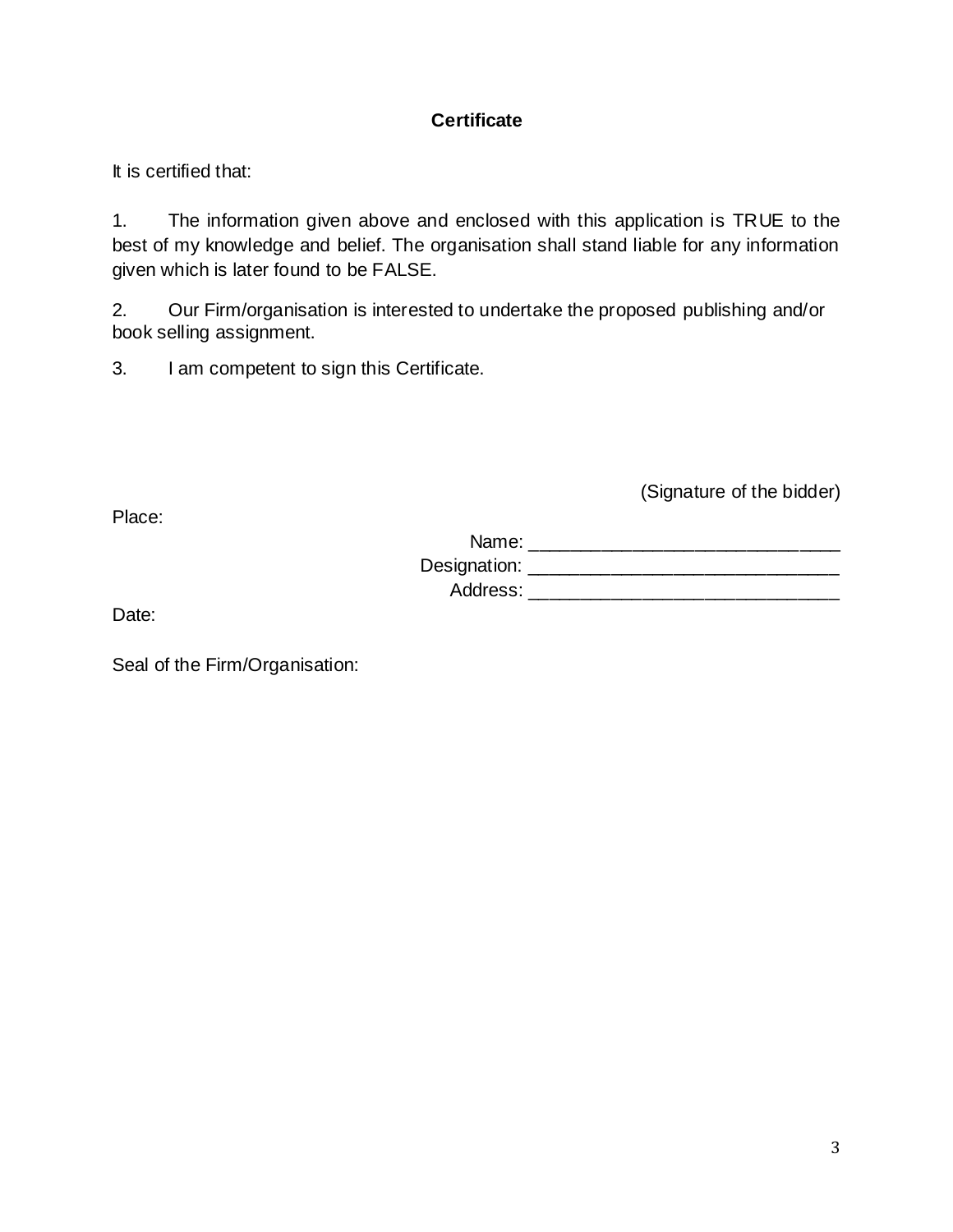## Certificate

It is certified that:

1. The information given above and enclosed with this application is TRUE to the best of my knowledge and belief. The organisation shall stand liable for any information given which is later found to be FALSE.

2. Our Firm/organisation is interested to undertake the proposed publishing and/or book selling assignment.

3. I am competent to sign this Certificate.

(Signature of the bidder)

Place:

Name: ______________________________

Designation: ______________________________

Address: ______________________________

Date:

Seal of the Firm/Organisation: